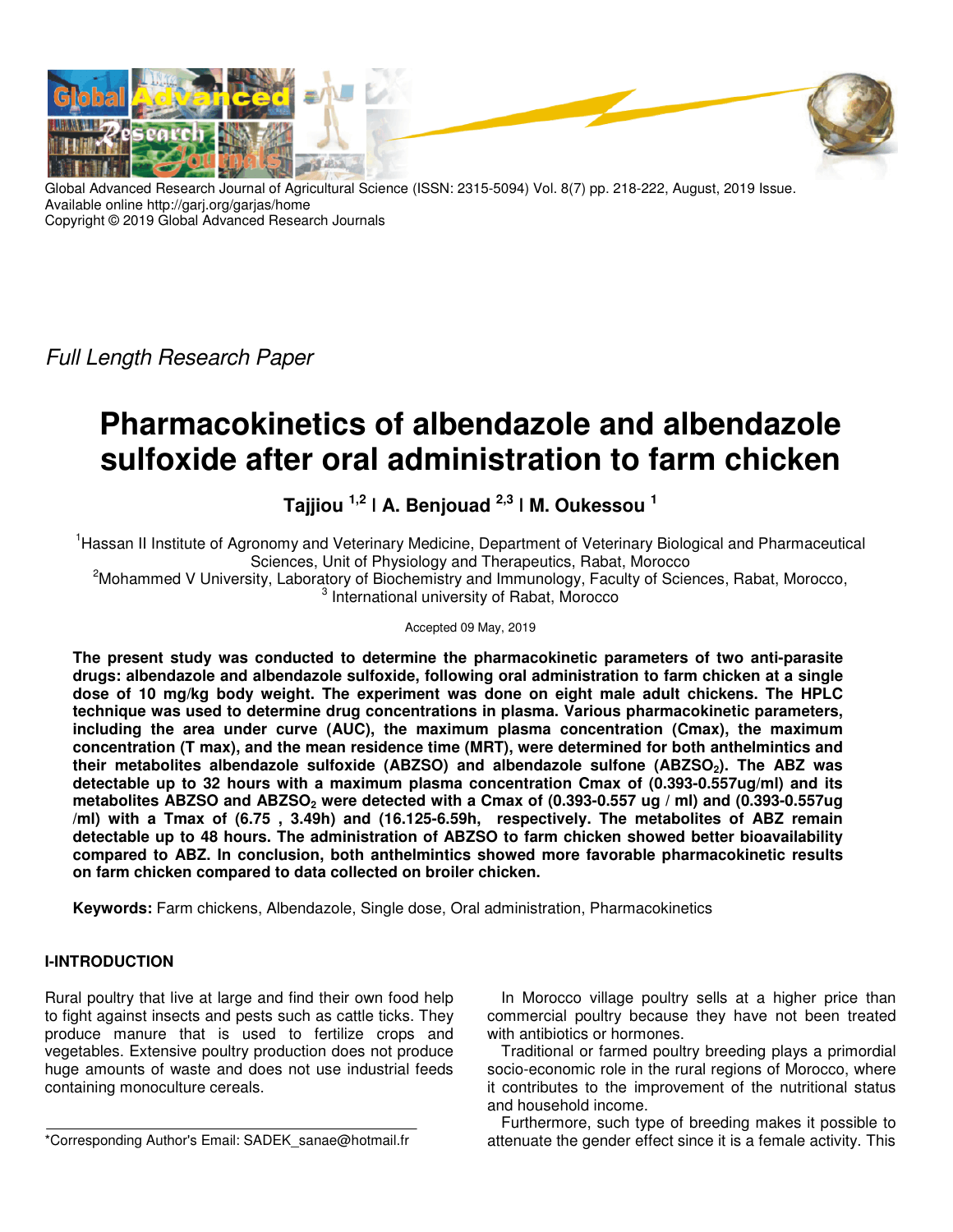Global Advanced Research Journal of Agricultural Science (ISSN: 2315-5094) Vol. 8(7) pp. 218-222, August, 2019 Issue.
Available online http://garj.org/garjas/home
Copyright © 2019 Global Advanced Research Journals

*Full Length Research Paper*

# Pharmacokinetics of albendazole and albendazole sulfoxide after oral administration to farm chicken

**Tajjiou [1,2] I A. Benjouad [2,3] I M. Oukessou [1]**

[1]Hassan II Institute of Agronomy and Veterinary Medicine, Department of Veterinary Biological and Pharmaceutical Sciences, Unit of Physiology and Therapeutics, Rabat, Morocco
[2]Mohammed V University, Laboratory of Biochemistry and Immunology, Faculty of Sciences, Rabat, Morocco,
[3] International university of Rabat, Morocco

Accepted 09 May, 2019

**The present study was conducted to determine the pharmacokinetic parameters of two anti-parasite drugs: albendazole and albendazole sulfoxide, following oral administration to farm chicken at a single dose of 10 mg/kg body weight. The experiment was done on eight male adult chickens. The HPLC technique was used to determine drug concentrations in plasma. Various pharmacokinetic parameters, including the area under curve (AUC), the maximum plasma concentration (Cmax), the maximum concentration (T max), and the mean residence time (MRT), were determined for both anthelmintics and their metabolites albendazole sulfoxide (ABZSO) and albendazole sulfone ($ABZSO_2$). The ABZ was detectable up to 32 hours with a maximum plasma concentration Cmax of (0.393-0.557ug/ml) and its metabolites ABZSO and $ABZSO_2$ were detected with a Cmax of (0.393-0.557 ug / ml) and (0.393-0.557ug /ml) with a Tmax of (6.75 , 3.49h) and (16.125-6.59h, respectively. The metabolites of ABZ remain detectable up to 48 hours. The administration of ABZSO to farm chicken showed better bioavailability compared to ABZ. In conclusion, both anthelmintics showed more favorable pharmacokinetic results on farm chicken compared to data collected on broiler chicken.**

**Keywords:** Farm chickens, Albendazole, Single dose, Oral administration, Pharmacokinetics

## I-INTRODUCTION

Rural poultry that live at large and find their own food help to fight against insects and pests such as cattle ticks. They produce manure that is used to fertilize crops and vegetables. Extensive poultry production does not produce huge amounts of waste and does not use industrial feeds containing monoculture cereals.

In Morocco village poultry sells at a higher price than commercial poultry because they have not been treated with antibiotics or hormones.

Traditional or farmed poultry breeding plays a primordial socio-economic role in the rural regions of Morocco, where it contributes to the improvement of the nutritional status and household income.

Furthermore, such type of breeding makes it possible to attenuate the gender effect since it is a female activity. This

*Corresponding Author's Email: SADEK_sanae@hotmail.fr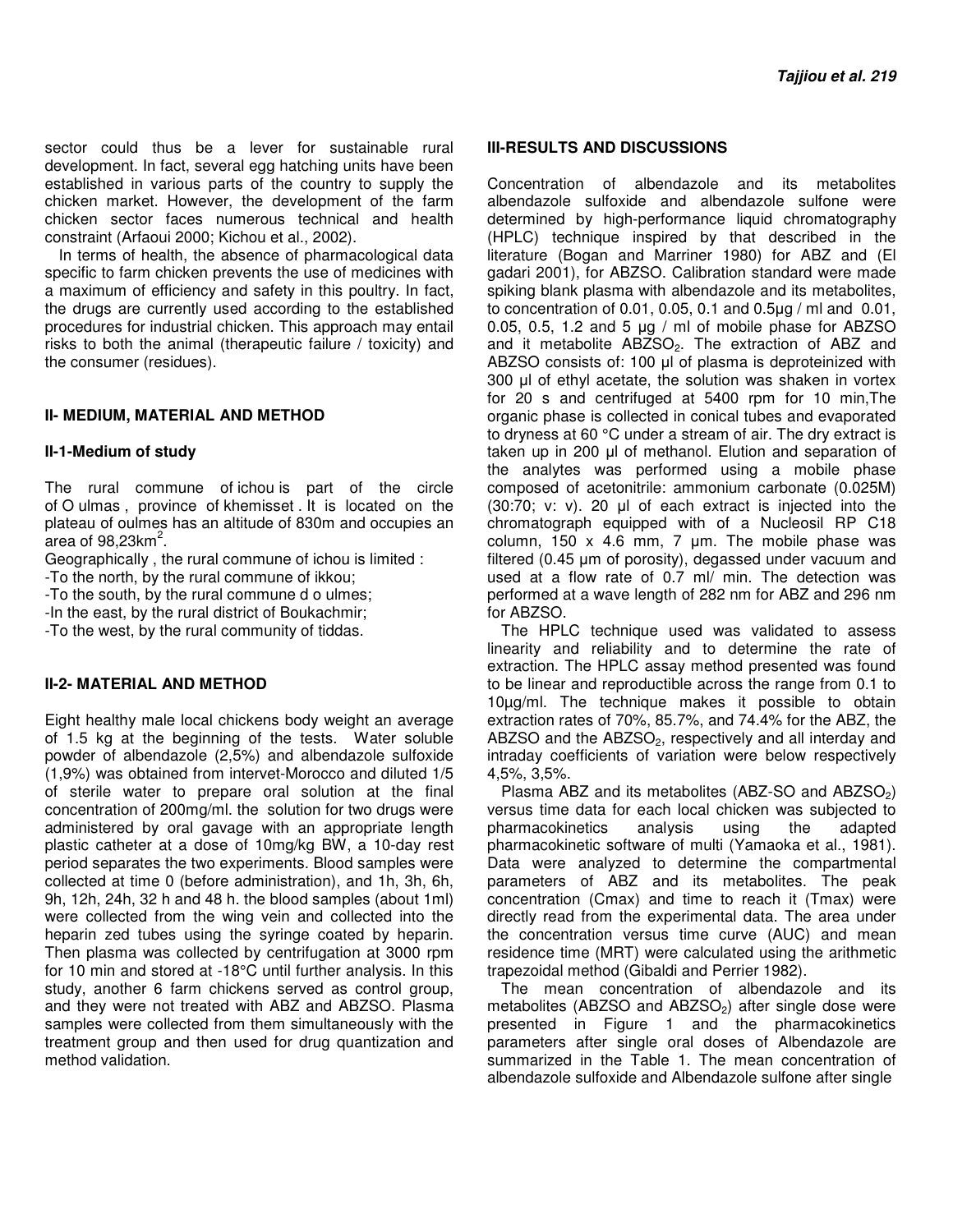sector could thus be a lever for sustainable rural development. In fact, several egg hatching units have been established in various parts of the country to supply the chicken market. However, the development of the farm chicken sector faces numerous technical and health constraint (Arfaoui 2000; Kichou et al., 2002).

In terms of health, the absence of pharmacological data specific to farm chicken prevents the use of medicines with a maximum of efficiency and safety in this poultry. In fact, the drugs are currently used according to the established procedures for industrial chicken. This approach may entail risks to both the animal (therapeutic failure / toxicity) and the consumer (residues).

## II- MEDIUM, MATERIAL AND METHOD

### II-1-Medium of study

The rural commune of ichou is part of the circle of O ulmas , province of khemisset . It is located on the plateau of oulmes has an altitude of 830m and occupies an area of 98,23km$^2$.

Geographically , the rural commune of ichou is limited :

-To the north, by the rural commune of ikkou;

-To the south, by the rural commune d o ulmes;

-In the east, by the rural district of Boukachmir;

-To the west, by the rural community of tiddas.

### II-2- MATERIAL AND METHOD

Eight healthy male local chickens body weight an average of 1.5 kg at the beginning of the tests. Water soluble powder of albendazole (2,5%) and albendazole sulfoxide (1,9%) was obtained from intervet-Morocco and diluted 1/5 of sterile water to prepare oral solution at the final concentration of 200mg/ml. the solution for two drugs were administered by oral gavage with an appropriate length plastic catheter at a dose of 10mg/kg BW, a 10-day rest period separates the two experiments. Blood samples were collected at time 0 (before administration), and 1h, 3h, 6h, 9h, 12h, 24h, 32 h and 48 h. the blood samples (about 1ml) were collected from the wing vein and collected into the heparin zed tubes using the syringe coated by heparin. Then plasma was collected by centrifugation at 3000 rpm for 10 min and stored at -18°C until further analysis. In this study, another 6 farm chickens served as control group, and they were not treated with ABZ and ABZSO. Plasma samples were collected from them simultaneously with the treatment group and then used for drug quantization and method validation.

## III-RESULTS AND DISCUSSIONS

Concentration of albendazole and its metabolites albendazole sulfoxide and albendazole sulfone were determined by high-performance liquid chromatography (HPLC) technique inspired by that described in the literature (Bogan and Marriner 1980) for ABZ and (El gadari 2001), for ABZSO. Calibration standard were made spiking blank plasma with albendazole and its metabolites, to concentration of 0.01, 0.05, 0.1 and 0.5µg / ml and 0.01, 0.05, 0.5, 1.2 and 5 µg / ml of mobile phase for ABZSO and it metabolite $ABZSO_2$. The extraction of ABZ and ABZSO consists of: 100 µl of plasma is deproteinized with 300 µl of ethyl acetate, the solution was shaken in vortex for 20 s and centrifuged at 5400 rpm for 10 min,The organic phase is collected in conical tubes and evaporated to dryness at 60 °C under a stream of air. The dry extract is taken up in 200 µl of methanol. Elution and separation of the analytes was performed using a mobile phase composed of acetonitrile: ammonium carbonate (0.025M) (30:70; v: v). 20 µl of each extract is injected into the chromatograph equipped with of a Nucleosil RP C18 column, 150 x 4.6 mm, 7 µm. The mobile phase was filtered (0.45 µm of porosity), degassed under vacuum and used at a flow rate of 0.7 ml/ min. The detection was performed at a wave length of 282 nm for ABZ and 296 nm for ABZSO.

The HPLC technique used was validated to assess linearity and reliability and to determine the rate of extraction. The HPLC assay method presented was found to be linear and reproductible across the range from 0.1 to 10µg/ml. The technique makes it possible to obtain extraction rates of 70%, 85.7%, and 74.4% for the ABZ, the ABZSO and the $ABZSO_2$, respectively and all interday and intraday coefficients of variation were below respectively 4,5%, 3,5%.

Plasma ABZ and its metabolites (ABZ-SO and $ABZSO_2$) versus time data for each local chicken was subjected to pharmacokinetics analysis using the adapted pharmacokinetic software of multi (Yamaoka et al., 1981). Data were analyzed to determine the compartmental parameters of ABZ and its metabolites. The peak concentration (Cmax) and time to reach it (Tmax) were directly read from the experimental data. The area under the concentration versus time curve (AUC) and mean residence time (MRT) were calculated using the arithmetic trapezoidal method (Gibaldi and Perrier 1982).

The mean concentration of albendazole and its metabolites (ABZSO and $ABZSO_2$) after single dose were presented in Figure 1 and the pharmacokinetics parameters after single oral doses of Albendazole are summarized in the Table 1. The mean concentration of albendazole sulfoxide and Albendazole sulfone after single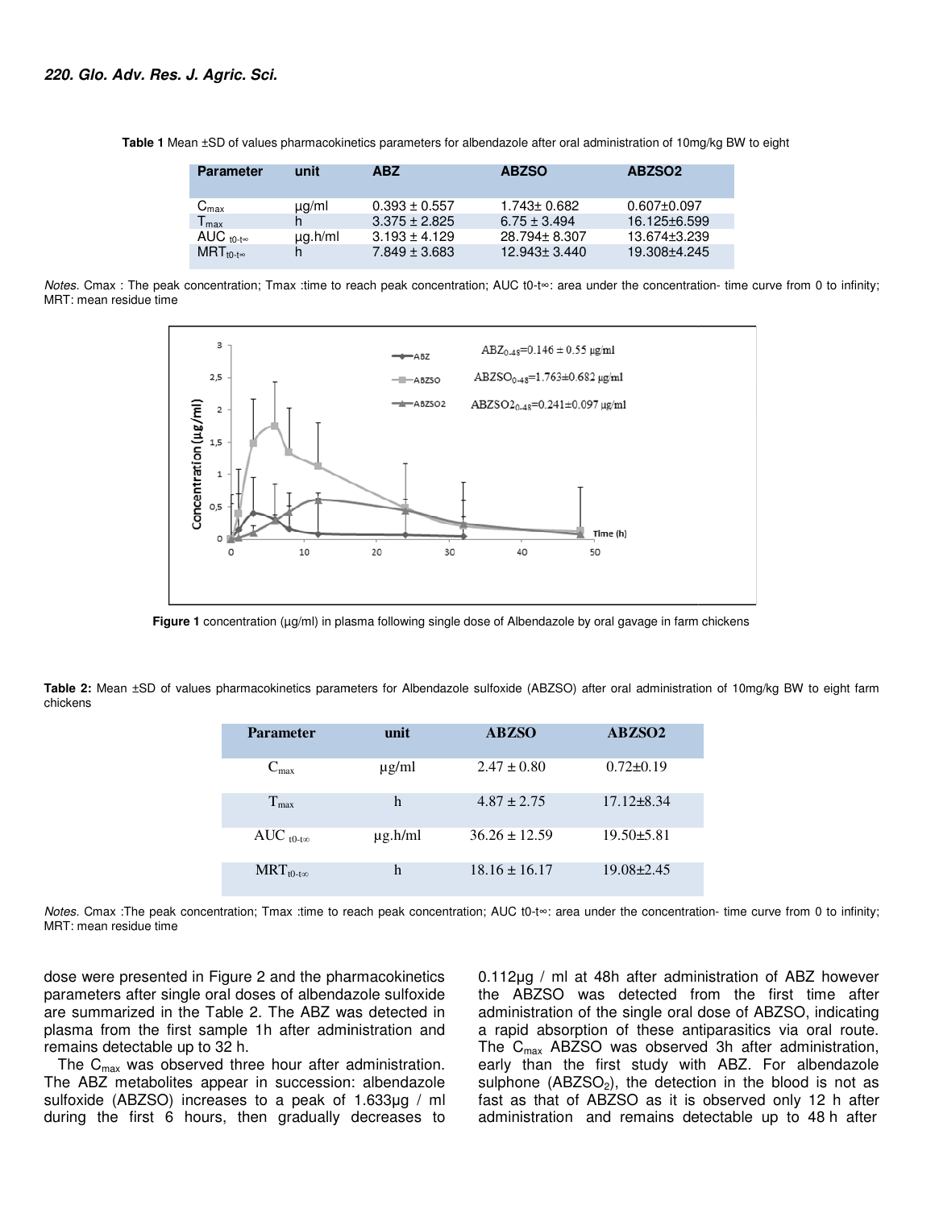**Table 1** Mean ±SD of values pharmacokinetics parameters for albendazole after oral administration of 10mg/kg BW to eight

| Parameter | unit | ABZ | ABZSO | ABZSO2 |
|---|---|---|---|---|
| $C_{max}$ | µg/ml | 0.393 ± 0.557 | 1.743± 0.682 | 0.607±0.097 |
| $T_{max}$ | h | 3.375 ± 2.825 | 6.75 ± 3.494 | 16.125±6.599 |
| $AUC_{t0-t\infty}$ | µg.h/ml | 3.193 ± 4.129 | 28.794± 8.307 | 13.674±3.239 |
| $MRT_{t0-t\infty}$ | h | 7.849 ± 3.683 | 12.943± 3.440 | 19.308±4.245 |

*Notes.* Cmax : The peak concentration; Tmax :time to reach peak concentration; AUC t0-t∞: area under the concentration- time curve from 0 to infinity; MRT: mean residue time

**Figure 1** concentration (µg/ml) in plasma following single dose of Albendazole by oral gavage in farm chickens

**Table 2:** Mean ±SD of values pharmacokinetics parameters for Albendazole sulfoxide (ABZSO) after oral administration of 10mg/kg BW to eight farm chickens

| Parameter | unit | ABZSO | ABZSO2 |
|---|---|---|---|
| $C_{max}$ | µg/ml | 2.47 ± 0.80 | 0.72±0.19 |
| $T_{max}$ | h | 4.87 ± 2.75 | 17.12±8.34 |
| $AUC_{t0-t\infty}$ | µg.h/ml | 36.26 ± 12.59 | 19.50±5.81 |
| $MRT_{t0-t\infty}$ | h | 18.16 ± 16.17 | 19.08±2.45 |

*Notes.* Cmax :The peak concentration; Tmax :time to reach peak concentration; AUC t0-t∞: area under the concentration- time curve from 0 to infinity; MRT: mean residue time

dose were presented in Figure 2 and the pharmacokinetics parameters after single oral doses of albendazole sulfoxide are summarized in the Table 2. The ABZ was detected in plasma from the first sample 1h after administration and remains detectable up to 32 h.

The $C_{max}$ was observed three hour after administration. The ABZ metabolites appear in succession: albendazole sulfoxide (ABZSO) increases to a peak of 1.633µg / ml during the first 6 hours, then gradually decreases to 0.112µg / ml at 48h after administration of ABZ however the ABZSO was detected from the first time after administration of the single oral dose of ABZSO, indicating a rapid absorption of these antiparasitics via oral route. The $C_{max}$ ABZSO was observed 3h after administration, early than the first study with ABZ. For albendazole sulphone ($ABZSO_2$), the detection in the blood is not as fast as that of ABZSO as it is observed only 12 h after administration and remains detectable up to 48 h after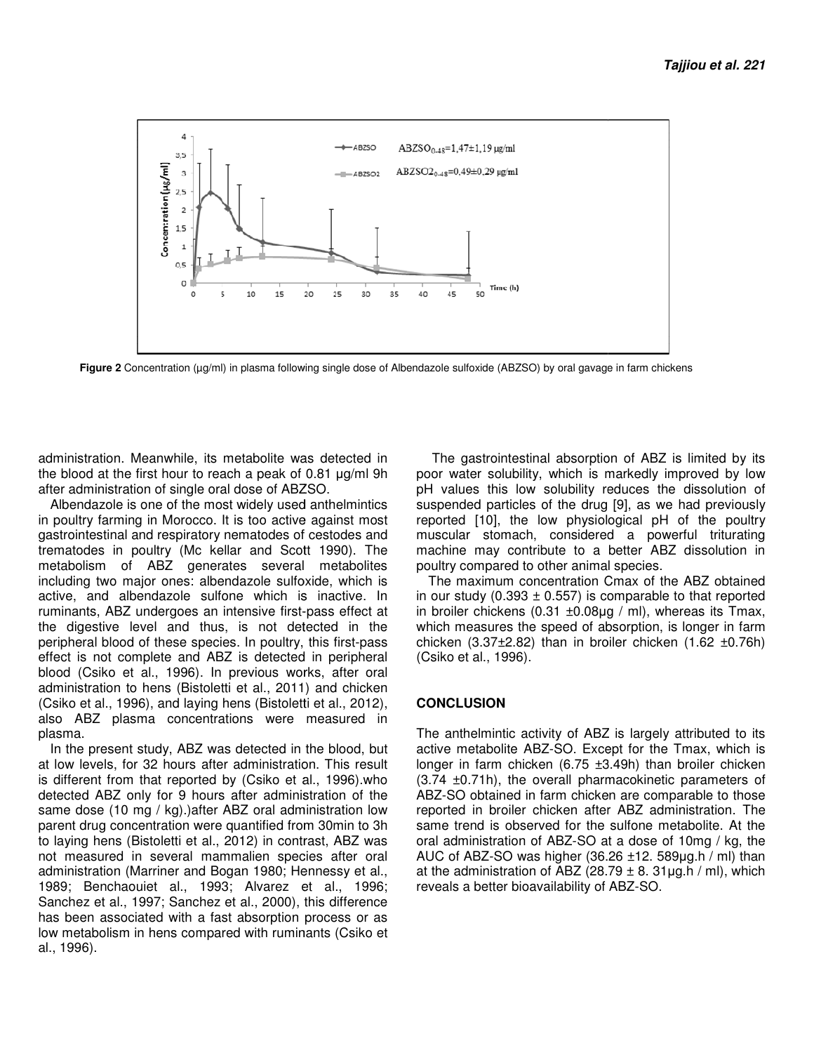Figure 2 Concentration (µg/ml) in plasma following single dose of Albendazole sulfoxide (ABZSO) by oral gavage in farm chickens

administration. Meanwhile, its metabolite was detected in the blood at the first hour to reach a peak of 0.81 µg/ml 9h after administration of single oral dose of ABZSO.

Albendazole is one of the most widely used anthelmintics in poultry farming in Morocco. It is too active against most gastrointestinal and respiratory nematodes of cestodes and trematodes in poultry (Mc kellar and Scott 1990). The metabolism of ABZ generates several metabolites including two major ones: albendazole sulfoxide, which is active, and albendazole sulfone which is inactive. In ruminants, ABZ undergoes an intensive first-pass effect at the digestive level and thus, is not detected in the peripheral blood of these species. In poultry, this first-pass effect is not complete and ABZ is detected in peripheral blood (Csiko et al., 1996). In previous works, after oral administration to hens (Bistoletti et al., 2011) and chicken (Csiko et al., 1996), and laying hens (Bistoletti et al., 2012), also ABZ plasma concentrations were measured in plasma.

In the present study, ABZ was detected in the blood, but at low levels, for 32 hours after administration. This result is different from that reported by (Csiko et al., 1996).who detected ABZ only for 9 hours after administration of the same dose (10 mg / kg).)after ABZ oral administration low parent drug concentration were quantified from 30min to 3h to laying hens (Bistoletti et al., 2012) in contrast, ABZ was not measured in several mammalien species after oral administration (Marriner and Bogan 1980; Hennessy et al., 1989; Benchaouiet al., 1993; Alvarez et al., 1996; Sanchez et al., 1997; Sanchez et al., 2000), this difference has been associated with a fast absorption process or as low metabolism in hens compared with ruminants (Csiko et al., 1996).

The gastrointestinal absorption of ABZ is limited by its poor water solubility, which is markedly improved by low pH values this low solubility reduces the dissolution of suspended particles of the drug [9], as we had previously reported [10], the low physiological pH of the poultry muscular stomach, considered a powerful triturating machine may contribute to a better ABZ dissolution in poultry compared to other animal species.

The maximum concentration Cmax of the ABZ obtained in our study (0.393 ± 0.557) is comparable to that reported in broiler chickens (0.31 ±0.08µg / ml), whereas its Tmax, which measures the speed of absorption, is longer in farm chicken (3.37±2.82) than in broiler chicken (1.62 ±0.76h) (Csiko et al., 1996).

## CONCLUSION

The anthelmintic activity of ABZ is largely attributed to its active metabolite ABZ-SO. Except for the Tmax, which is longer in farm chicken (6.75 ±3.49h) than broiler chicken (3.74 ±0.71h), the overall pharmacokinetic parameters of ABZ-SO obtained in farm chicken are comparable to those reported in broiler chicken after ABZ administration. The same trend is observed for the sulfone metabolite. At the oral administration of ABZ-SO at a dose of 10mg / kg, the AUC of ABZ-SO was higher (36.26 ±12. 589µg.h / ml) than at the administration of ABZ (28.79 ± 8. 31µg.h / ml), which reveals a better bioavailability of ABZ-SO.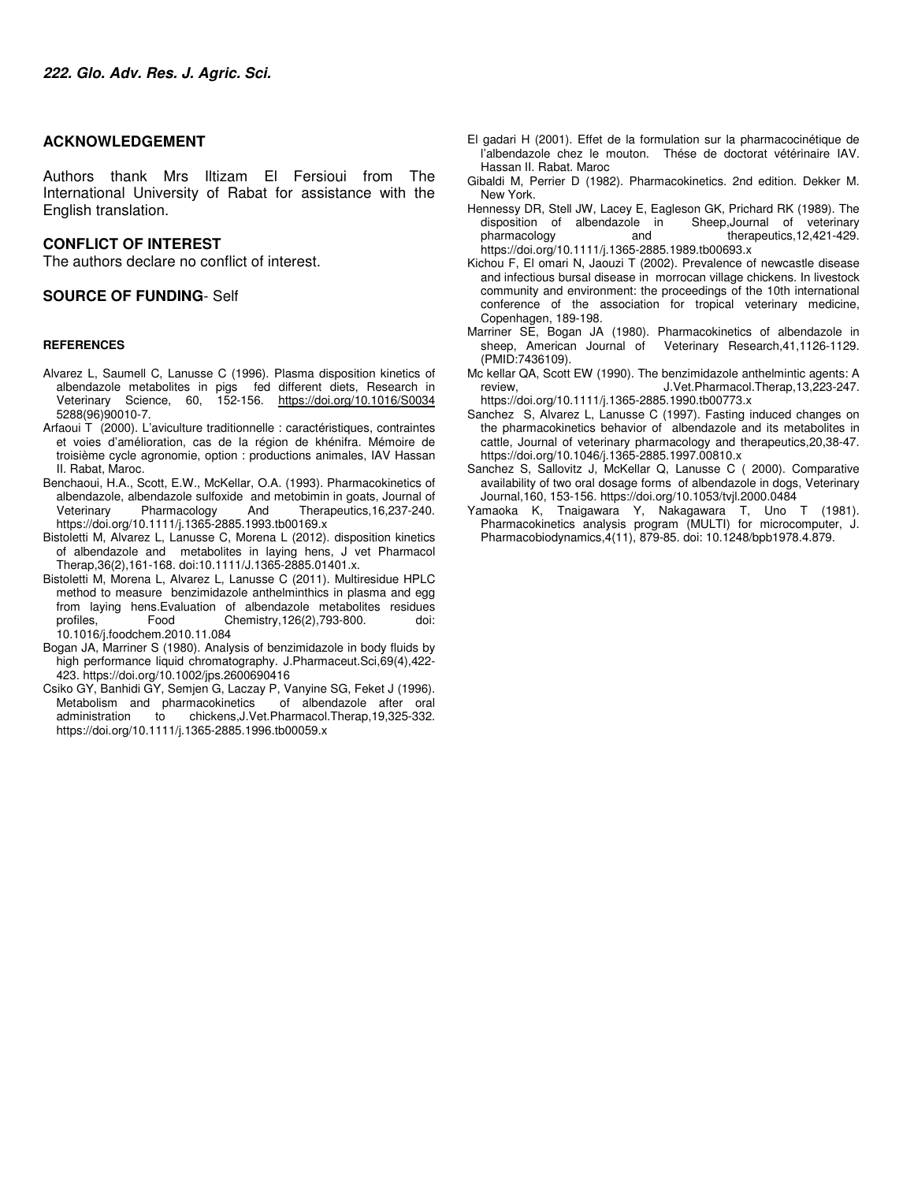## ACKNOWLEDGEMENT

Authors thank Mrs Iltizam El Fersioui from The International University of Rabat for assistance with the English translation.

## CONFLICT OF INTEREST

The authors declare no conflict of interest.

## SOURCE OF FUNDING- Self

### REFERENCES

Alvarez L, Saumell C, Lanusse C (1996). Plasma disposition kinetics of albendazole metabolites in pigs fed different diets, Research in Veterinary Science, 60, 152-156. https://doi.org/10.1016/S0034 5288(96)90010-7.

Arfaoui T (2000). L'aviculture traditionnelle : caractéristiques, contraintes et voies d'amélioration, cas de la région de khénifra. Mémoire de troisième cycle agronomie, option : productions animales, IAV Hassan II. Rabat, Maroc.

Benchaoui, H.A., Scott, E.W., McKellar, O.A. (1993). Pharmacokinetics of albendazole, albendazole sulfoxide and metobimin in goats, Journal of Veterinary Pharmacology And Therapeutics,16,237-240. https://doi.org/10.1111/j.1365-2885.1993.tb00169.x

Bistoletti M, Alvarez L, Lanusse C, Morena L (2012). disposition kinetics of albendazole and metabolites in laying hens, J vet Pharmacol Therap,36(2),161-168. doi:10.1111/J.1365-2885.01401.x.

Bistoletti M, Morena L, Alvarez L, Lanusse C (2011). Multiresidue HPLC method to measure benzimidazole anthelminthics in plasma and egg from laying hens.Evaluation of albendazole metabolites residues profiles, Food Chemistry,126(2),793-800. doi: 10.1016/j.foodchem.2010.11.084

Bogan JA, Marriner S (1980). Analysis of benzimidazole in body fluids by high performance liquid chromatography. J.Pharmaceut.Sci,69(4),422-423. https://doi.org/10.1002/jps.2600690416

Csiko GY, Banhidi GY, Semjen G, Laczay P, Vanyine SG, Feket J (1996). Metabolism and pharmacokinetics of albendazole after oral administration to chickens,J.Vet.Pharmacol.Therap,19,325-332. https://doi.org/10.1111/j.1365-2885.1996.tb00059.x

El gadari H (2001). Effet de la formulation sur la pharmacocinétique de l'albendazole chez le mouton. Thése de doctorat vétérinaire IAV. Hassan II. Rabat. Maroc

Gibaldi M, Perrier D (1982). Pharmacokinetics. 2nd edition. Dekker M. New York.

Hennessy DR, Stell JW, Lacey E, Eagleson GK, Prichard RK (1989). The disposition of albendazole in Sheep,Journal of veterinary pharmacology and therapeutics,12,421-429. https://doi.org/10.1111/j.1365-2885.1989.tb00693.x

Kichou F, El omari N, Jaouzi T (2002). Prevalence of newcastle disease and infectious bursal disease in morrocan village chickens. In livestock community and environment: the proceedings of the 10th international conference of the association for tropical veterinary medicine, Copenhagen, 189-198.

Marriner SE, Bogan JA (1980). Pharmacokinetics of albendazole in sheep, American Journal of Veterinary Research,41,1126-1129. (PMID:7436109).

Mc kellar QA, Scott EW (1990). The benzimidazole anthelmintic agents: A review, J.Vet.Pharmacol.Therap,13,223-247. https://doi.org/10.1111/j.1365-2885.1990.tb00773.x

Sanchez S, Alvarez L, Lanusse C (1997). Fasting induced changes on the pharmacokinetics behavior of albendazole and its metabolites in cattle, Journal of veterinary pharmacology and therapeutics,20,38-47. https://doi.org/10.1046/j.1365-2885.1997.00810.x

Sanchez S, Sallovitz J, McKellar Q, Lanusse C ( 2000). Comparative availability of two oral dosage forms of albendazole in dogs, Veterinary Journal,160, 153-156. https://doi.org/10.1053/tvjl.2000.0484

Yamaoka K, Tnaigawara Y, Nakagawara T, Uno T (1981). Pharmacokinetics analysis program (MULTI) for microcomputer, J. Pharmacobiodynamics,4(11), 879-85. doi: 10.1248/bpb1978.4.879.